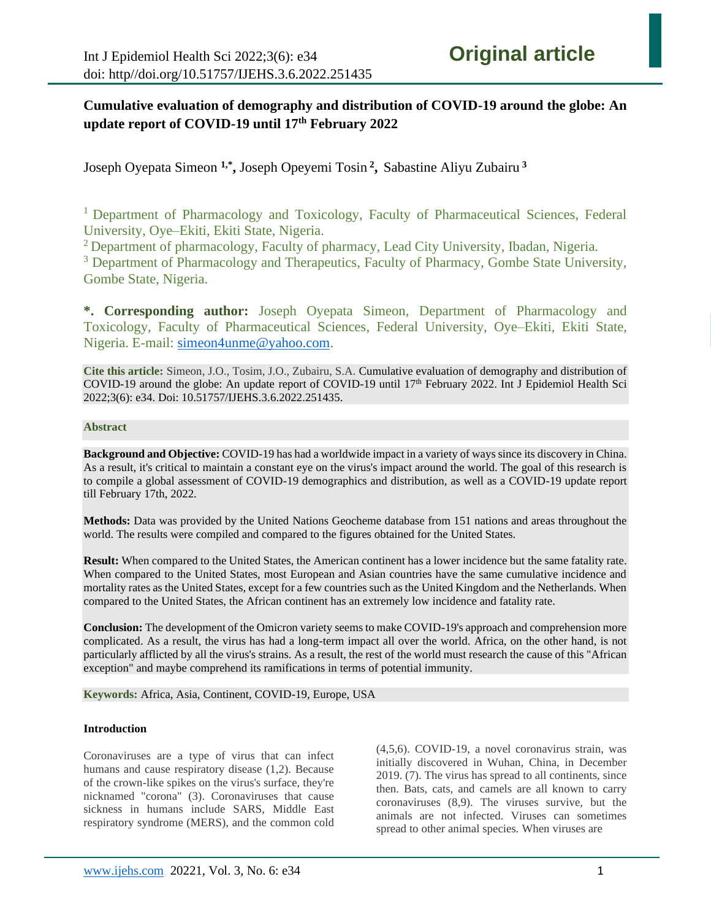# Cumulative evaluation of demography and distribution of COVID-19 around the globe: An update report of COVID-19 until 17th February 2022

Joseph Oyepata Simeon [1,*], Joseph Opeyemi Tosin [2], Sabastine Aliyu Zubairu [3]

[1] Department of Pharmacology and Toxicology, Faculty of Pharmaceutical Sciences, Federal University, Oye–Ekiti, Ekiti State, Nigeria.
[2] Department of pharmacology, Faculty of pharmacy, Lead City University, Ibadan, Nigeria.
[3] Department of Pharmacology and Therapeutics, Faculty of Pharmacy, Gombe State University, Gombe State, Nigeria.

**\*. Corresponding author:** Joseph Oyepata Simeon, Department of Pharmacology and Toxicology, Faculty of Pharmaceutical Sciences, Federal University, Oye–Ekiti, Ekiti State, Nigeria. E-mail: simeon4unme@yahoo.com.

**Cite this article:** Simeon, J.O., Tosim, J.O., Zubairu, S.A. Cumulative evaluation of demography and distribution of COVID-19 around the globe: An update report of COVID-19 until 17th February 2022. Int J Epidemiol Health Sci 2022;3(6): e34. Doi: 10.51757/IJEHS.3.6.2022.251435.

## Abstract

**Background and Objective:** COVID-19 has had a worldwide impact in a variety of ways since its discovery in China. As a result, it's critical to maintain a constant eye on the virus's impact around the world. The goal of this research is to compile a global assessment of COVID-19 demographics and distribution, as well as a COVID-19 update report till February 17th, 2022.

**Methods:** Data was provided by the United Nations Geocheme database from 151 nations and areas throughout the world. The results were compiled and compared to the figures obtained for the United States.

**Result:** When compared to the United States, the American continent has a lower incidence but the same fatality rate. When compared to the United States, most European and Asian countries have the same cumulative incidence and mortality rates as the United States, except for a few countries such as the United Kingdom and the Netherlands. When compared to the United States, the African continent has an extremely low incidence and fatality rate.

**Conclusion:** The development of the Omicron variety seems to make COVID-19's approach and comprehension more complicated. As a result, the virus has had a long-term impact all over the world. Africa, on the other hand, is not particularly afflicted by all the virus's strains. As a result, the rest of the world must research the cause of this "African exception" and maybe comprehend its ramifications in terms of potential immunity.

**Keywords:** Africa, Asia, Continent, COVID-19, Europe, USA

## Introduction

Coronaviruses are a type of virus that can infect humans and cause respiratory disease (1,2). Because of the crown-like spikes on the virus's surface, they're nicknamed "corona" (3). Coronaviruses that cause sickness in humans include SARS, Middle East respiratory syndrome (MERS), and the common cold (4,5,6). COVID-19, a novel coronavirus strain, was initially discovered in Wuhan, China, in December 2019. (7). The virus has spread to all continents, since then. Bats, cats, and camels are all known to carry coronaviruses (8,9). The viruses survive, but the animals are not infected. Viruses can sometimes spread to other animal species. When viruses are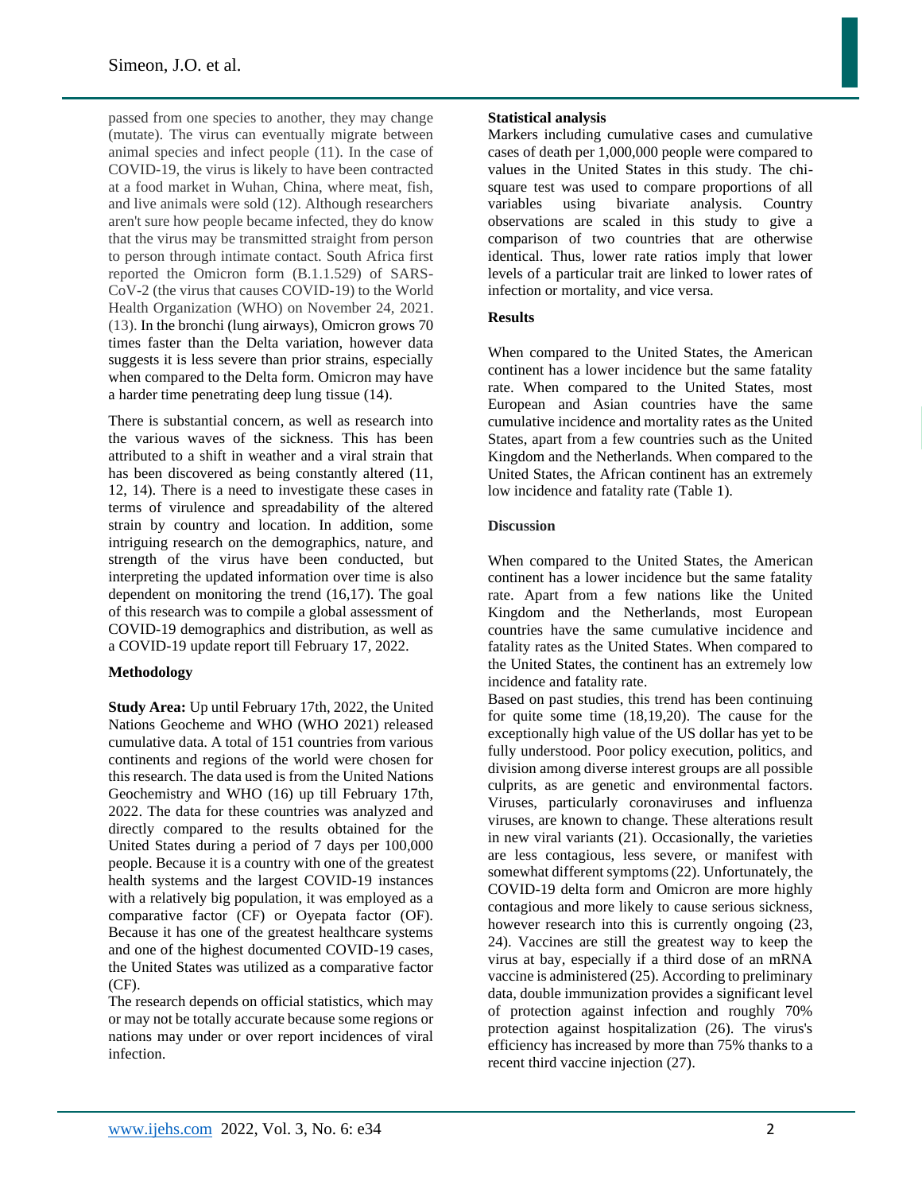passed from one species to another, they may change (mutate). The virus can eventually migrate between animal species and infect people (11). In the case of COVID-19, the virus is likely to have been contracted at a food market in Wuhan, China, where meat, fish, and live animals were sold (12). Although researchers aren't sure how people became infected, they do know that the virus may be transmitted straight from person to person through intimate contact. South Africa first reported the Omicron form (B.1.1.529) of SARS-CoV-2 (the virus that causes COVID-19) to the World Health Organization (WHO) on November 24, 2021. (13). In the bronchi (lung airways), Omicron grows 70 times faster than the Delta variation, however data suggests it is less severe than prior strains, especially when compared to the Delta form. Omicron may have a harder time penetrating deep lung tissue (14).

There is substantial concern, as well as research into the various waves of the sickness. This has been attributed to a shift in weather and a viral strain that has been discovered as being constantly altered (11, 12, 14). There is a need to investigate these cases in terms of virulence and spreadability of the altered strain by country and location. In addition, some intriguing research on the demographics, nature, and strength of the virus have been conducted, but interpreting the updated information over time is also dependent on monitoring the trend (16,17). The goal of this research was to compile a global assessment of COVID-19 demographics and distribution, as well as a COVID-19 update report till February 17, 2022.

## Methodology

**Study Area:** Up until February 17th, 2022, the United Nations Geocheme and WHO (WHO 2021) released cumulative data. A total of 151 countries from various continents and regions of the world were chosen for this research. The data used is from the United Nations Geochemistry and WHO (16) up till February 17th, 2022. The data for these countries was analyzed and directly compared to the results obtained for the United States during a period of 7 days per 100,000 people. Because it is a country with one of the greatest health systems and the largest COVID-19 instances with a relatively big population, it was employed as a comparative factor (CF) or Oyepata factor (OF). Because it has one of the greatest healthcare systems and one of the highest documented COVID-19 cases, the United States was utilized as a comparative factor (CF).

The research depends on official statistics, which may or may not be totally accurate because some regions or nations may under or over report incidences of viral infection.

**Statistical analysis**

Markers including cumulative cases and cumulative cases of death per 1,000,000 people were compared to values in the United States in this study. The chi-square test was used to compare proportions of all variables using bivariate analysis. Country observations are scaled in this study to give a comparison of two countries that are otherwise identical. Thus, lower rate ratios imply that lower levels of a particular trait are linked to lower rates of infection or mortality, and vice versa.

## Results

When compared to the United States, the American continent has a lower incidence but the same fatality rate. When compared to the United States, most European and Asian countries have the same cumulative incidence and mortality rates as the United States, apart from a few countries such as the United Kingdom and the Netherlands. When compared to the United States, the African continent has an extremely low incidence and fatality rate (Table 1).

## Discussion

When compared to the United States, the American continent has a lower incidence but the same fatality rate. Apart from a few nations like the United Kingdom and the Netherlands, most European countries have the same cumulative incidence and fatality rates as the United States. When compared to the United States, the continent has an extremely low incidence and fatality rate.

Based on past studies, this trend has been continuing for quite some time (18,19,20). The cause for the exceptionally high value of the US dollar has yet to be fully understood. Poor policy execution, politics, and division among diverse interest groups are all possible culprits, as are genetic and environmental factors. Viruses, particularly coronaviruses and influenza viruses, are known to change. These alterations result in new viral variants (21). Occasionally, the varieties are less contagious, less severe, or manifest with somewhat different symptoms (22). Unfortunately, the COVID-19 delta form and Omicron are more highly contagious and more likely to cause serious sickness, however research into this is currently ongoing (23, 24). Vaccines are still the greatest way to keep the virus at bay, especially if a third dose of an mRNA vaccine is administered (25). According to preliminary data, double immunization provides a significant level of protection against infection and roughly 70% protection against hospitalization (26). The virus's efficiency has increased by more than 75% thanks to a recent third vaccine injection (27).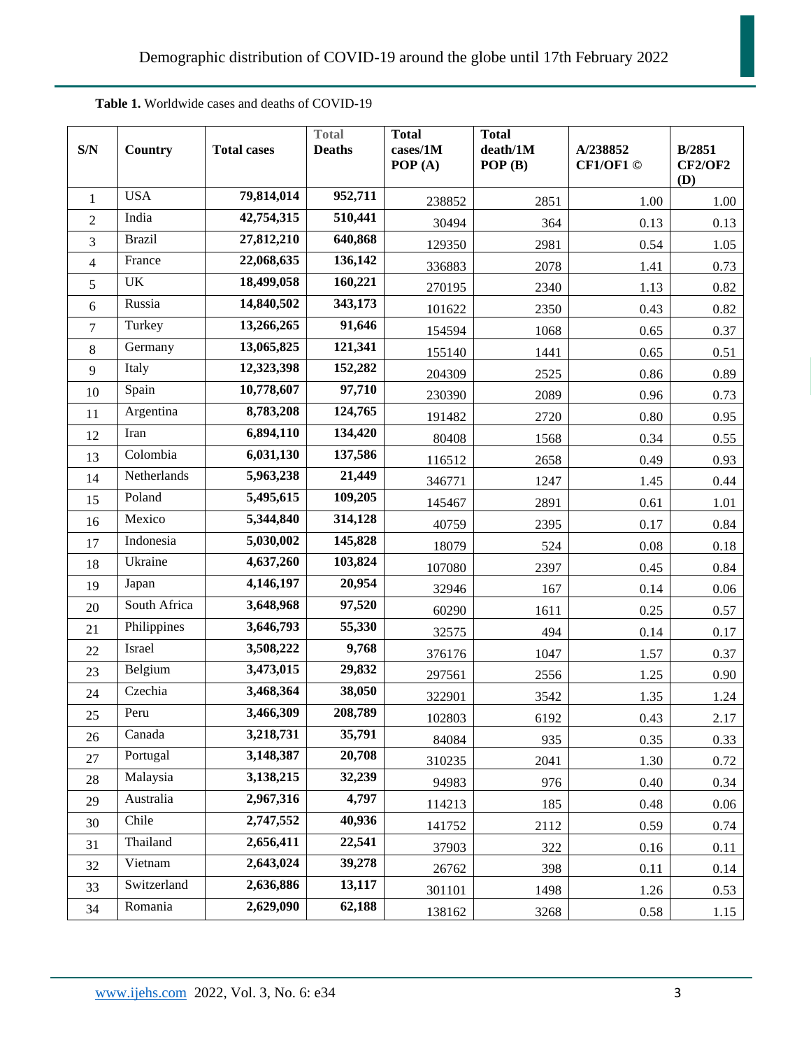**Table 1.** Worldwide cases and deaths of COVID-19

| S/N | Country | Total cases | Total Deaths | Total cases/1M POP (A) | Total death/1M POP (B) | A/238852 CF1/OF1 © | B/2851 CF2/OF2 (D) |
|---|---|---|---|---|---|---|---|
| 1 | USA | **79,814,014** | **952,711** | 238852 | 2851 | 1.00 | 1.00 |
| 2 | India | **42,754,315** | **510,441** | 30494 | 364 | 0.13 | 0.13 |
| 3 | Brazil | **27,812,210** | **640,868** | 129350 | 2981 | 0.54 | 1.05 |
| 4 | France | **22,068,635** | **136,142** | 336883 | 2078 | 1.41 | 0.73 |
| 5 | UK | **18,499,058** | **160,221** | 270195 | 2340 | 1.13 | 0.82 |
| 6 | Russia | **14,840,502** | **343,173** | 101622 | 2350 | 0.43 | 0.82 |
| 7 | Turkey | **13,266,265** | **91,646** | 154594 | 1068 | 0.65 | 0.37 |
| 8 | Germany | **13,065,825** | **121,341** | 155140 | 1441 | 0.65 | 0.51 |
| 9 | Italy | **12,323,398** | **152,282** | 204309 | 2525 | 0.86 | 0.89 |
| 10 | Spain | **10,778,607** | **97,710** | 230390 | 2089 | 0.96 | 0.73 |
| 11 | Argentina | **8,783,208** | **124,765** | 191482 | 2720 | 0.80 | 0.95 |
| 12 | Iran | **6,894,110** | **134,420** | 80408 | 1568 | 0.34 | 0.55 |
| 13 | Colombia | **6,031,130** | **137,586** | 116512 | 2658 | 0.49 | 0.93 |
| 14 | Netherlands | **5,963,238** | **21,449** | 346771 | 1247 | 1.45 | 0.44 |
| 15 | Poland | **5,495,615** | **109,205** | 145467 | 2891 | 0.61 | 1.01 |
| 16 | Mexico | **5,344,840** | **314,128** | 40759 | 2395 | 0.17 | 0.84 |
| 17 | Indonesia | **5,030,002** | **145,828** | 18079 | 524 | 0.08 | 0.18 |
| 18 | Ukraine | **4,637,260** | **103,824** | 107080 | 2397 | 0.45 | 0.84 |
| 19 | Japan | **4,146,197** | **20,954** | 32946 | 167 | 0.14 | 0.06 |
| 20 | South Africa | **3,648,968** | **97,520** | 60290 | 1611 | 0.25 | 0.57 |
| 21 | Philippines | **3,646,793** | **55,330** | 32575 | 494 | 0.14 | 0.17 |
| 22 | Israel | **3,508,222** | **9,768** | 376176 | 1047 | 1.57 | 0.37 |
| 23 | Belgium | **3,473,015** | **29,832** | 297561 | 2556 | 1.25 | 0.90 |
| 24 | Czechia | **3,468,364** | **38,050** | 322901 | 3542 | 1.35 | 1.24 |
| 25 | Peru | **3,466,309** | **208,789** | 102803 | 6192 | 0.43 | 2.17 |
| 26 | Canada | **3,218,731** | **35,791** | 84084 | 935 | 0.35 | 0.33 |
| 27 | Portugal | **3,148,387** | **20,708** | 310235 | 2041 | 1.30 | 0.72 |
| 28 | Malaysia | **3,138,215** | **32,239** | 94983 | 976 | 0.40 | 0.34 |
| 29 | Australia | **2,967,316** | **4,797** | 114213 | 185 | 0.48 | 0.06 |
| 30 | Chile | **2,747,552** | **40,936** | 141752 | 2112 | 0.59 | 0.74 |
| 31 | Thailand | **2,656,411** | **22,541** | 37903 | 322 | 0.16 | 0.11 |
| 32 | Vietnam | **2,643,024** | **39,278** | 26762 | 398 | 0.11 | 0.14 |
| 33 | Switzerland | **2,636,886** | **13,117** | 301101 | 1498 | 1.26 | 0.53 |
| 34 | Romania | **2,629,090** | **62,188** | 138162 | 3268 | 0.58 | 1.15 |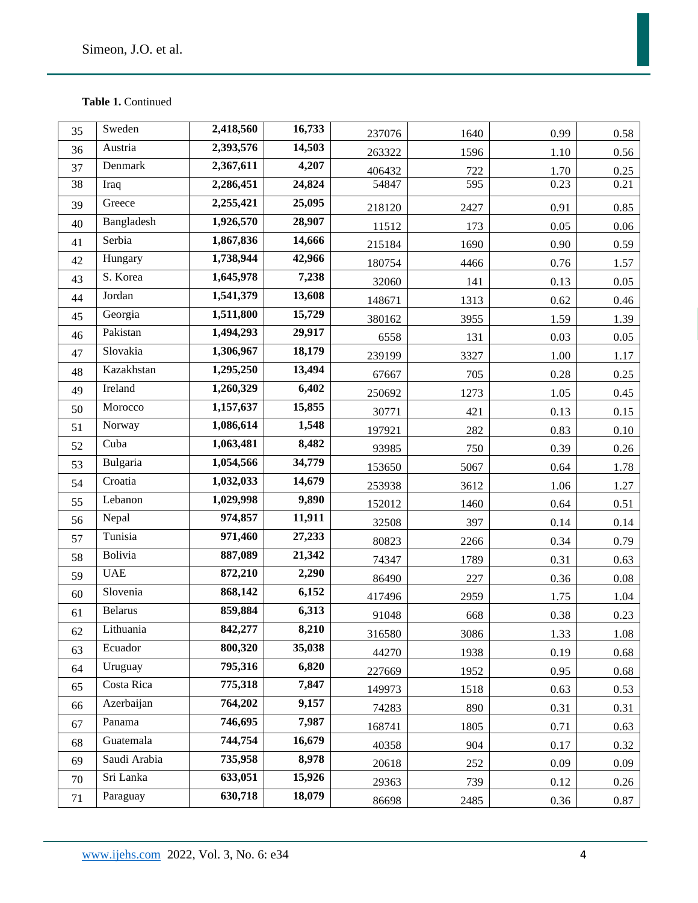**Table 1.** Continued

| | | | | | | | |
|---|---|---|---|---|---|---|---|
| 35 | Sweden | **2,418,560** | **16,733** | 237076 | 1640 | 0.99 | 0.58 |
| 36 | Austria | **2,393,576** | **14,503** | 263322 | 1596 | 1.10 | 0.56 |
| 37 | Denmark | **2,367,611** | **4,207** | 406432 | 722 | 1.70 | 0.25 |
| 38 | Iraq | **2,286,451** | **24,824** | 54847 | 595 | 0.23 | 0.21 |
| 39 | Greece | **2,255,421** | **25,095** | 218120 | 2427 | 0.91 | 0.85 |
| 40 | Bangladesh | **1,926,570** | **28,907** | 11512 | 173 | 0.05 | 0.06 |
| 41 | Serbia | **1,867,836** | **14,666** | 215184 | 1690 | 0.90 | 0.59 |
| 42 | Hungary | **1,738,944** | **42,966** | 180754 | 4466 | 0.76 | 1.57 |
| 43 | S. Korea | **1,645,978** | **7,238** | 32060 | 141 | 0.13 | 0.05 |
| 44 | Jordan | **1,541,379** | **13,608** | 148671 | 1313 | 0.62 | 0.46 |
| 45 | Georgia | **1,511,800** | **15,729** | 380162 | 3955 | 1.59 | 1.39 |
| 46 | Pakistan | **1,494,293** | **29,917** | 6558 | 131 | 0.03 | 0.05 |
| 47 | Slovakia | **1,306,967** | **18,179** | 239199 | 3327 | 1.00 | 1.17 |
| 48 | Kazakhstan | **1,295,250** | **13,494** | 67667 | 705 | 0.28 | 0.25 |
| 49 | Ireland | **1,260,329** | **6,402** | 250692 | 1273 | 1.05 | 0.45 |
| 50 | Morocco | **1,157,637** | **15,855** | 30771 | 421 | 0.13 | 0.15 |
| 51 | Norway | **1,086,614** | **1,548** | 197921 | 282 | 0.83 | 0.10 |
| 52 | Cuba | **1,063,481** | **8,482** | 93985 | 750 | 0.39 | 0.26 |
| 53 | Bulgaria | **1,054,566** | **34,779** | 153650 | 5067 | 0.64 | 1.78 |
| 54 | Croatia | **1,032,033** | **14,679** | 253938 | 3612 | 1.06 | 1.27 |
| 55 | Lebanon | **1,029,998** | **9,890** | 152012 | 1460 | 0.64 | 0.51 |
| 56 | Nepal | **974,857** | **11,911** | 32508 | 397 | 0.14 | 0.14 |
| 57 | Tunisia | **971,460** | **27,233** | 80823 | 2266 | 0.34 | 0.79 |
| 58 | Bolivia | **887,089** | **21,342** | 74347 | 1789 | 0.31 | 0.63 |
| 59 | UAE | **872,210** | **2,290** | 86490 | 227 | 0.36 | 0.08 |
| 60 | Slovenia | **868,142** | **6,152** | 417496 | 2959 | 1.75 | 1.04 |
| 61 | Belarus | **859,884** | **6,313** | 91048 | 668 | 0.38 | 0.23 |
| 62 | Lithuania | **842,277** | **8,210** | 316580 | 3086 | 1.33 | 1.08 |
| 63 | Ecuador | **800,320** | **35,038** | 44270 | 1938 | 0.19 | 0.68 |
| 64 | Uruguay | **795,316** | **6,820** | 227669 | 1952 | 0.95 | 0.68 |
| 65 | Costa Rica | **775,318** | **7,847** | 149973 | 1518 | 0.63 | 0.53 |
| 66 | Azerbaijan | **764,202** | **9,157** | 74283 | 890 | 0.31 | 0.31 |
| 67 | Panama | **746,695** | **7,987** | 168741 | 1805 | 0.71 | 0.63 |
| 68 | Guatemala | **744,754** | **16,679** | 40358 | 904 | 0.17 | 0.32 |
| 69 | Saudi Arabia | **735,958** | **8,978** | 20618 | 252 | 0.09 | 0.09 |
| 70 | Sri Lanka | **633,051** | **15,926** | 29363 | 739 | 0.12 | 0.26 |
| 71 | Paraguay | **630,718** | **18,079** | 86698 | 2485 | 0.36 | 0.87 |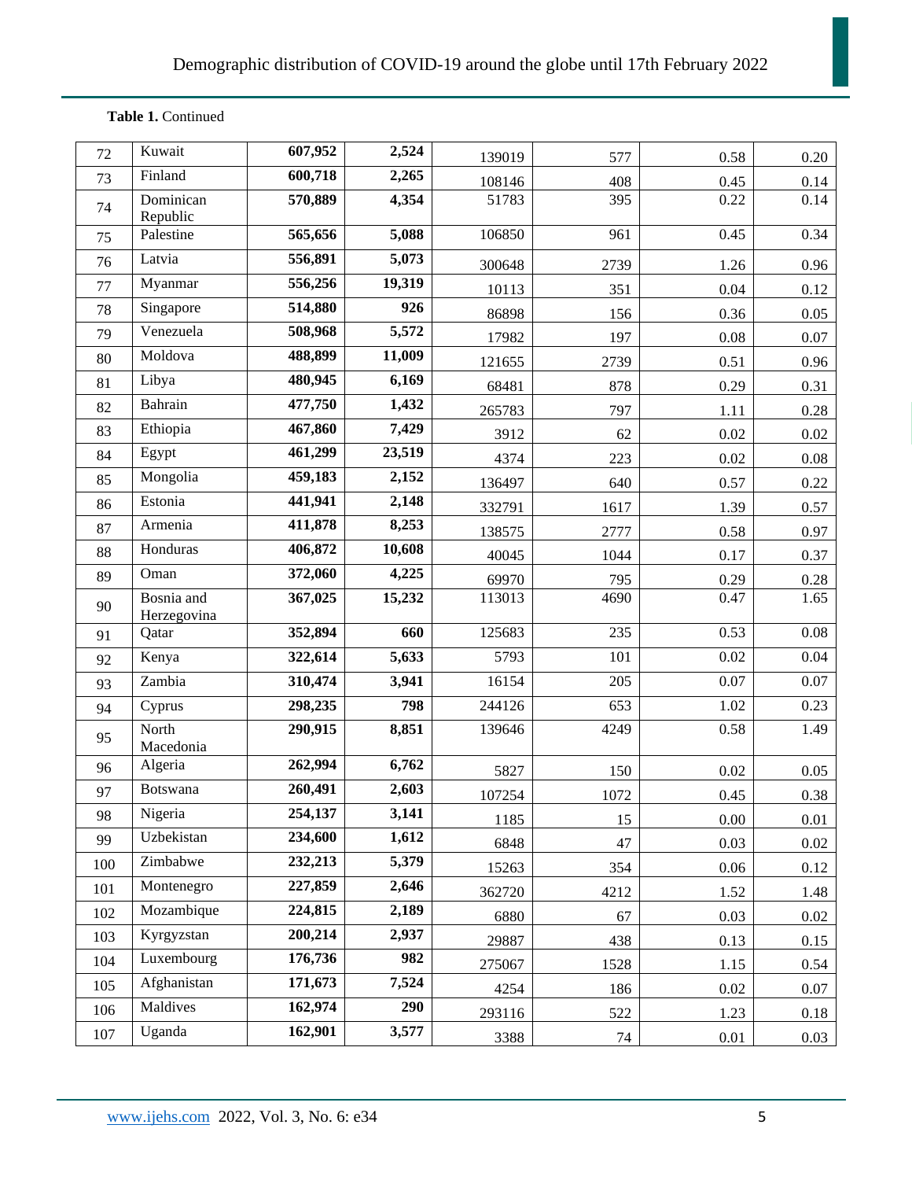**Table 1.** Continued

| | | | | | | | |
|---|---|---|---|---|---|---|---|
| 72 | Kuwait | **607,952** | **2,524** | 139019 | 577 | 0.58 | 0.20 |
| 73 | Finland | **600,718** | **2,265** | 108146 | 408 | 0.45 | 0.14 |
| 74 | Dominican Republic | **570,889** | **4,354** | 51783 | 395 | 0.22 | 0.14 |
| 75 | Palestine | **565,656** | **5,088** | 106850 | 961 | 0.45 | 0.34 |
| 76 | Latvia | **556,891** | **5,073** | 300648 | 2739 | 1.26 | 0.96 |
| 77 | Myanmar | **556,256** | **19,319** | 10113 | 351 | 0.04 | 0.12 |
| 78 | Singapore | **514,880** | **926** | 86898 | 156 | 0.36 | 0.05 |
| 79 | Venezuela | **508,968** | **5,572** | 17982 | 197 | 0.08 | 0.07 |
| 80 | Moldova | **488,899** | **11,009** | 121655 | 2739 | 0.51 | 0.96 |
| 81 | Libya | **480,945** | **6,169** | 68481 | 878 | 0.29 | 0.31 |
| 82 | Bahrain | **477,750** | **1,432** | 265783 | 797 | 1.11 | 0.28 |
| 83 | Ethiopia | **467,860** | **7,429** | 3912 | 62 | 0.02 | 0.02 |
| 84 | Egypt | **461,299** | **23,519** | 4374 | 223 | 0.02 | 0.08 |
| 85 | Mongolia | **459,183** | **2,152** | 136497 | 640 | 0.57 | 0.22 |
| 86 | Estonia | **441,941** | **2,148** | 332791 | 1617 | 1.39 | 0.57 |
| 87 | Armenia | **411,878** | **8,253** | 138575 | 2777 | 0.58 | 0.97 |
| 88 | Honduras | **406,872** | **10,608** | 40045 | 1044 | 0.17 | 0.37 |
| 89 | Oman | **372,060** | **4,225** | 69970 | 795 | 0.29 | 0.28 |
| 90 | Bosnia and Herzegovina | **367,025** | **15,232** | 113013 | 4690 | 0.47 | 1.65 |
| 91 | Qatar | **352,894** | **660** | 125683 | 235 | 0.53 | 0.08 |
| 92 | Kenya | **322,614** | **5,633** | 5793 | 101 | 0.02 | 0.04 |
| 93 | Zambia | **310,474** | **3,941** | 16154 | 205 | 0.07 | 0.07 |
| 94 | Cyprus | **298,235** | **798** | 244126 | 653 | 1.02 | 0.23 |
| 95 | North Macedonia | **290,915** | **8,851** | 139646 | 4249 | 0.58 | 1.49 |
| 96 | Algeria | **262,994** | **6,762** | 5827 | 150 | 0.02 | 0.05 |
| 97 | Botswana | **260,491** | **2,603** | 107254 | 1072 | 0.45 | 0.38 |
| 98 | Nigeria | **254,137** | **3,141** | 1185 | 15 | 0.00 | 0.01 |
| 99 | Uzbekistan | **234,600** | **1,612** | 6848 | 47 | 0.03 | 0.02 |
| 100 | Zimbabwe | **232,213** | **5,379** | 15263 | 354 | 0.06 | 0.12 |
| 101 | Montenegro | **227,859** | **2,646** | 362720 | 4212 | 1.52 | 1.48 |
| 102 | Mozambique | **224,815** | **2,189** | 6880 | 67 | 0.03 | 0.02 |
| 103 | Kyrgyzstan | **200,214** | **2,937** | 29887 | 438 | 0.13 | 0.15 |
| 104 | Luxembourg | **176,736** | **982** | 275067 | 1528 | 1.15 | 0.54 |
| 105 | Afghanistan | **171,673** | **7,524** | 4254 | 186 | 0.02 | 0.07 |
| 106 | Maldives | **162,974** | **290** | 293116 | 522 | 1.23 | 0.18 |
| 107 | Uganda | **162,901** | **3,577** | 3388 | 74 | 0.01 | 0.03 |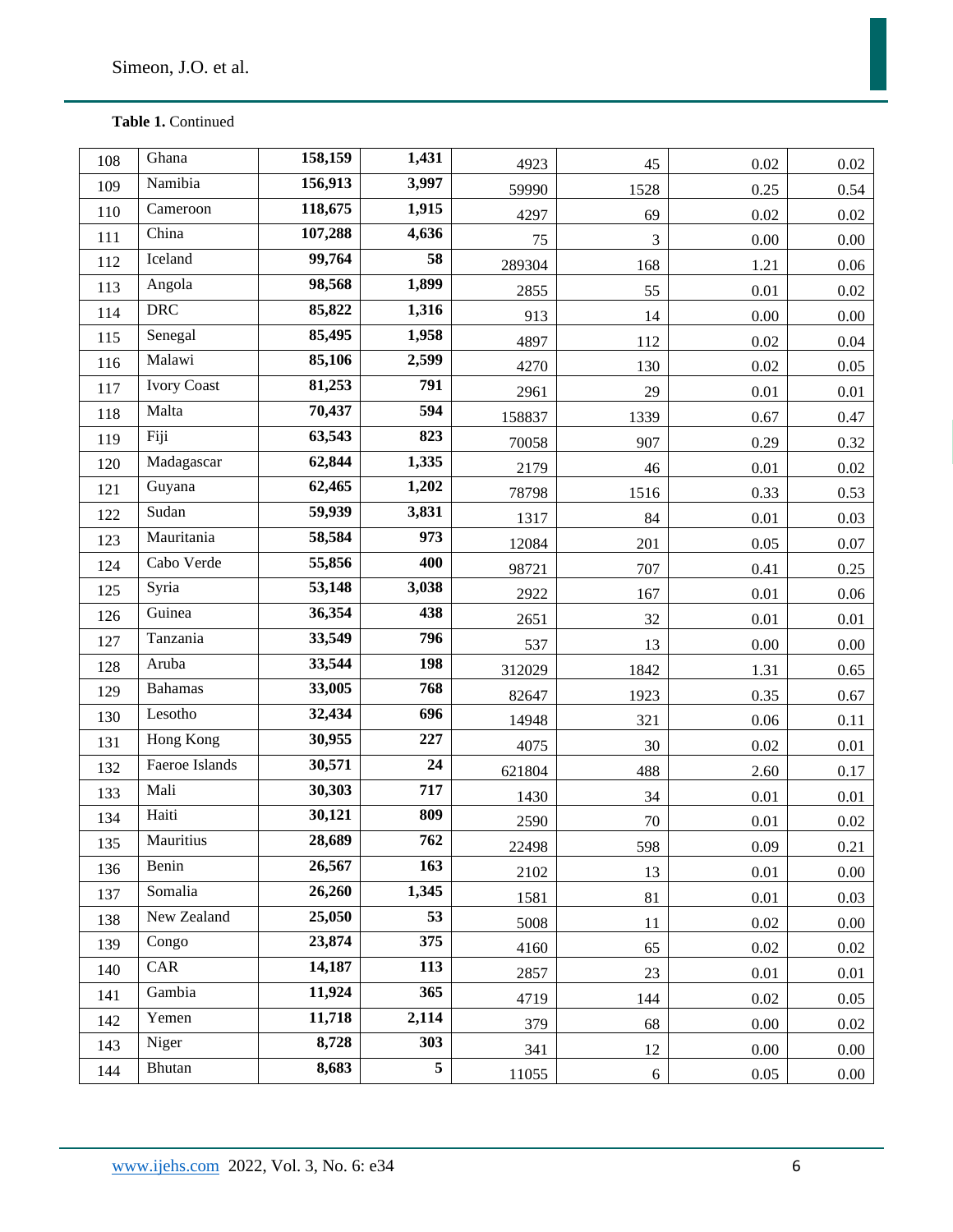**Table 1.** Continued

| | | | | | | | |
|---|---|---|---|---|---|---|---|
| 108 | Ghana | **158,159** | **1,431** | 4923 | 45 | 0.02 | 0.02 |
| 109 | Namibia | **156,913** | **3,997** | 59990 | 1528 | 0.25 | 0.54 |
| 110 | Cameroon | **118,675** | **1,915** | 4297 | 69 | 0.02 | 0.02 |
| 111 | China | **107,288** | **4,636** | 75 | 3 | 0.00 | 0.00 |
| 112 | Iceland | **99,764** | **58** | 289304 | 168 | 1.21 | 0.06 |
| 113 | Angola | **98,568** | **1,899** | 2855 | 55 | 0.01 | 0.02 |
| 114 | DRC | **85,822** | **1,316** | 913 | 14 | 0.00 | 0.00 |
| 115 | Senegal | **85,495** | **1,958** | 4897 | 112 | 0.02 | 0.04 |
| 116 | Malawi | **85,106** | **2,599** | 4270 | 130 | 0.02 | 0.05 |
| 117 | Ivory Coast | **81,253** | **791** | 2961 | 29 | 0.01 | 0.01 |
| 118 | Malta | **70,437** | **594** | 158837 | 1339 | 0.67 | 0.47 |
| 119 | Fiji | **63,543** | **823** | 70058 | 907 | 0.29 | 0.32 |
| 120 | Madagascar | **62,844** | **1,335** | 2179 | 46 | 0.01 | 0.02 |
| 121 | Guyana | **62,465** | **1,202** | 78798 | 1516 | 0.33 | 0.53 |
| 122 | Sudan | **59,939** | **3,831** | 1317 | 84 | 0.01 | 0.03 |
| 123 | Mauritania | **58,584** | **973** | 12084 | 201 | 0.05 | 0.07 |
| 124 | Cabo Verde | **55,856** | **400** | 98721 | 707 | 0.41 | 0.25 |
| 125 | Syria | **53,148** | **3,038** | 2922 | 167 | 0.01 | 0.06 |
| 126 | Guinea | **36,354** | **438** | 2651 | 32 | 0.01 | 0.01 |
| 127 | Tanzania | **33,549** | **796** | 537 | 13 | 0.00 | 0.00 |
| 128 | Aruba | **33,544** | **198** | 312029 | 1842 | 1.31 | 0.65 |
| 129 | Bahamas | **33,005** | **768** | 82647 | 1923 | 0.35 | 0.67 |
| 130 | Lesotho | **32,434** | **696** | 14948 | 321 | 0.06 | 0.11 |
| 131 | Hong Kong | **30,955** | **227** | 4075 | 30 | 0.02 | 0.01 |
| 132 | Faeroe Islands | **30,571** | **24** | 621804 | 488 | 2.60 | 0.17 |
| 133 | Mali | **30,303** | **717** | 1430 | 34 | 0.01 | 0.01 |
| 134 | Haiti | **30,121** | **809** | 2590 | 70 | 0.01 | 0.02 |
| 135 | Mauritius | **28,689** | **762** | 22498 | 598 | 0.09 | 0.21 |
| 136 | Benin | **26,567** | **163** | 2102 | 13 | 0.01 | 0.00 |
| 137 | Somalia | **26,260** | **1,345** | 1581 | 81 | 0.01 | 0.03 |
| 138 | New Zealand | **25,050** | **53** | 5008 | 11 | 0.02 | 0.00 |
| 139 | Congo | **23,874** | **375** | 4160 | 65 | 0.02 | 0.02 |
| 140 | CAR | **14,187** | **113** | 2857 | 23 | 0.01 | 0.01 |
| 141 | Gambia | **11,924** | **365** | 4719 | 144 | 0.02 | 0.05 |
| 142 | Yemen | **11,718** | **2,114** | 379 | 68 | 0.00 | 0.02 |
| 143 | Niger | **8,728** | **303** | 341 | 12 | 0.00 | 0.00 |
| 144 | Bhutan | **8,683** | **5** | 11055 | 6 | 0.05 | 0.00 |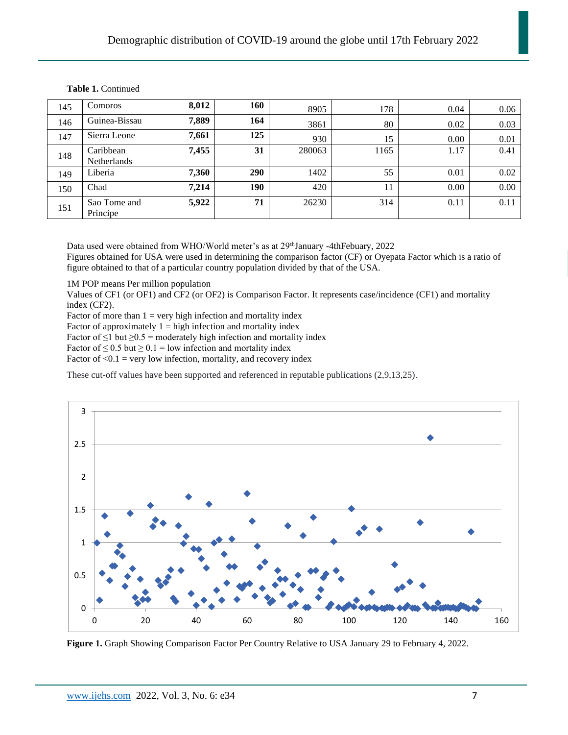**Table 1.** Continued

| | | | | | | | |
|---|---|---|---|---|---|---|---|
| 145 | Comoros | **8,012** | **160** | 8905 | 178 | 0.04 | 0.06 |
| 146 | Guinea-Bissau | **7,889** | **164** | 3861 | 80 | 0.02 | 0.03 |
| 147 | Sierra Leone | **7,661** | **125** | 930 | 15 | 0.00 | 0.01 |
| 148 | Caribbean Netherlands | **7,455** | **31** | 280063 | 1165 | 1.17 | 0.41 |
| 149 | Liberia | **7,360** | **290** | 1402 | 55 | 0.01 | 0.02 |
| 150 | Chad | **7,214** | **190** | 420 | 11 | 0.00 | 0.00 |
| 151 | Sao Tome and Principe | **5,922** | **71** | 26230 | 314 | 0.11 | 0.11 |

Data used were obtained from WHO/World meter's as at 29thJanuary -4thFebuary, 2022
Figures obtained for USA were used in determining the comparison factor (CF) or Oyepata Factor which is a ratio of figure obtained to that of a particular country population divided by that of the USA.

1M POP means Per million population
Values of CF1 (or OF1) and CF2 (or OF2) is Comparison Factor. It represents case/incidence (CF1) and mortality index (CF2).
Factor of more than 1 = very high infection and mortality index
Factor of approximately 1 = high infection and mortality index
Factor of ≤1 but ≥0.5 = moderately high infection and mortality index
Factor of ≤ 0.5 but ≥ 0.1 = low infection and mortality index
Factor of <0.1 = very low infection, mortality, and recovery index

These cut-off values have been supported and referenced in reputable publications (2,9,13,25).

**Figure 1.** Graph Showing Comparison Factor Per Country Relative to USA January 29 to February 4, 2022.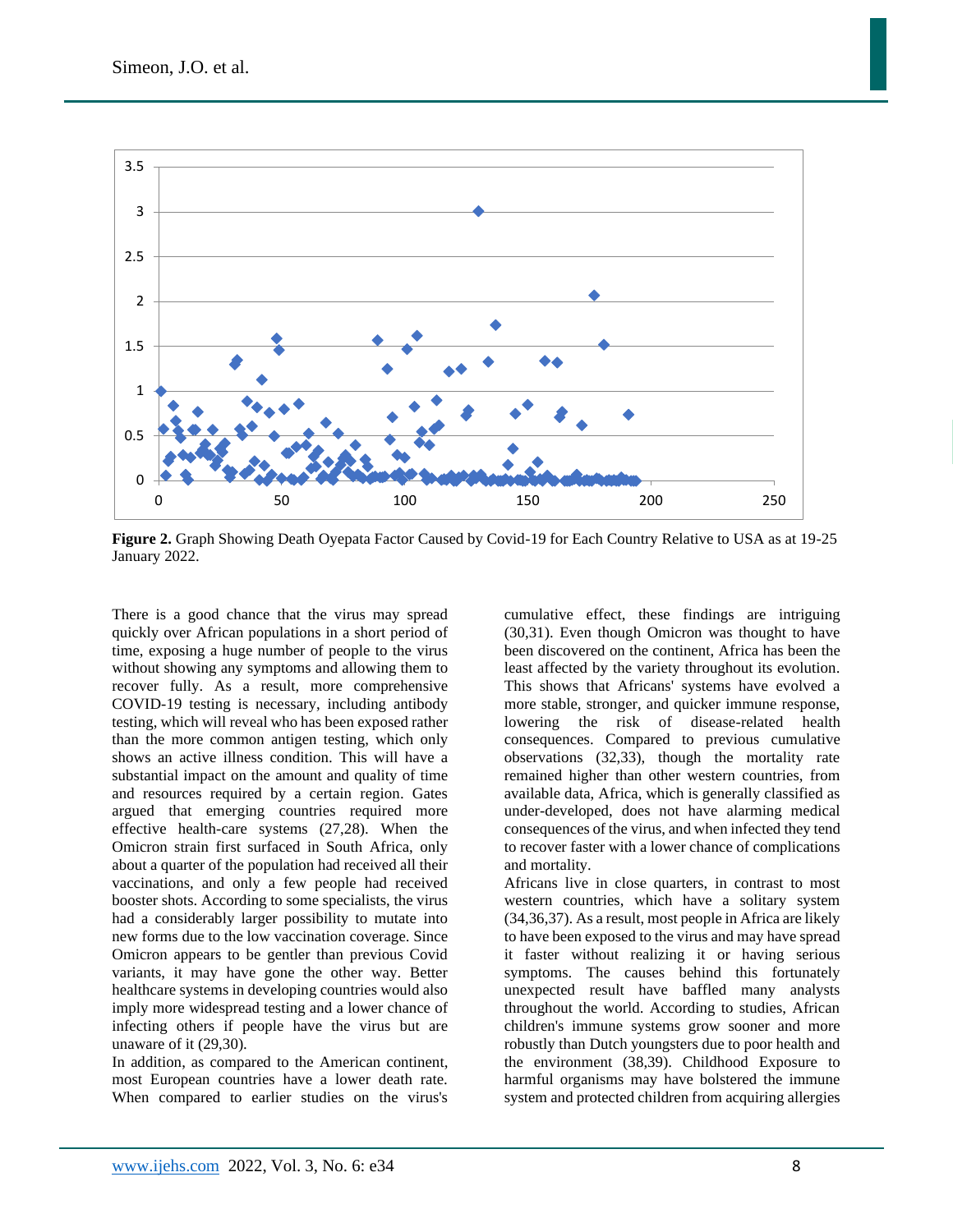**Figure 2.** Graph Showing Death Oyepata Factor Caused by Covid-19 for Each Country Relative to USA as at 19-25 January 2022.

There is a good chance that the virus may spread quickly over African populations in a short period of time, exposing a huge number of people to the virus without showing any symptoms and allowing them to recover fully. As a result, more comprehensive COVID-19 testing is necessary, including antibody testing, which will reveal who has been exposed rather than the more common antigen testing, which only shows an active illness condition. This will have a substantial impact on the amount and quality of time and resources required by a certain region. Gates argued that emerging countries required more effective health-care systems (27,28). When the Omicron strain first surfaced in South Africa, only about a quarter of the population had received all their vaccinations, and only a few people had received booster shots. According to some specialists, the virus had a considerably larger possibility to mutate into new forms due to the low vaccination coverage. Since Omicron appears to be gentler than previous Covid variants, it may have gone the other way. Better healthcare systems in developing countries would also imply more widespread testing and a lower chance of infecting others if people have the virus but are unaware of it (29,30).

In addition, as compared to the American continent, most European countries have a lower death rate. When compared to earlier studies on the virus's cumulative effect, these findings are intriguing (30,31). Even though Omicron was thought to have been discovered on the continent, Africa has been the least affected by the variety throughout its evolution. This shows that Africans' systems have evolved a more stable, stronger, and quicker immune response, lowering the risk of disease-related health consequences. Compared to previous cumulative observations (32,33), though the mortality rate remained higher than other western countries, from available data, Africa, which is generally classified as under-developed, does not have alarming medical consequences of the virus, and when infected they tend to recover faster with a lower chance of complications and mortality.

Africans live in close quarters, in contrast to most western countries, which have a solitary system (34,36,37). As a result, most people in Africa are likely to have been exposed to the virus and may have spread it faster without realizing it or having serious symptoms. The causes behind this fortunately unexpected result have baffled many analysts throughout the world. According to studies, African children's immune systems grow sooner and more robustly than Dutch youngsters due to poor health and the environment (38,39). Childhood Exposure to harmful organisms may have bolstered the immune system and protected children from acquiring allergies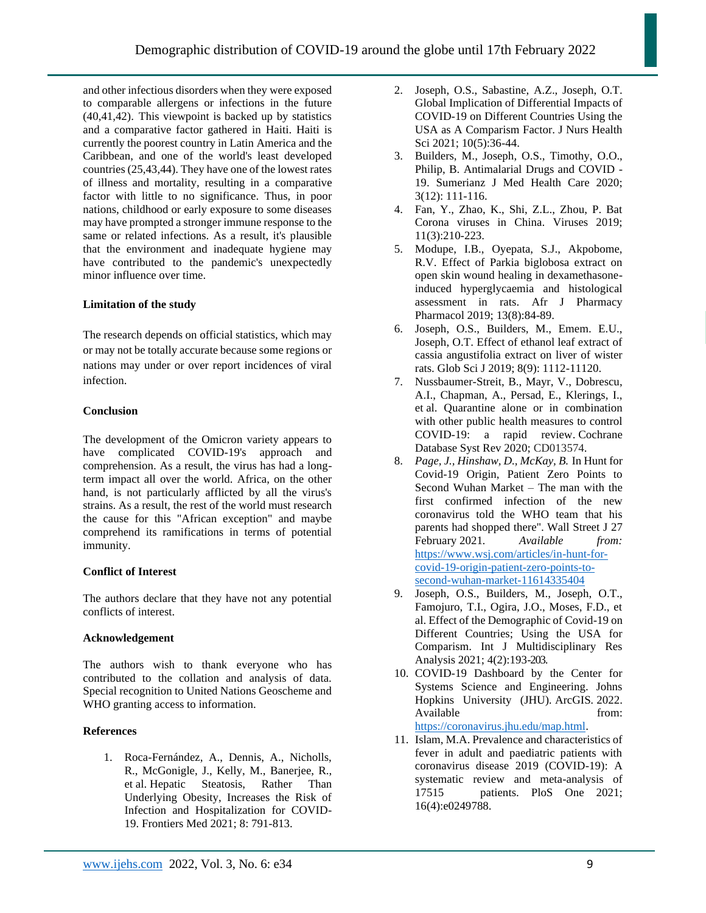and other infectious disorders when they were exposed to comparable allergens or infections in the future (40,41,42). This viewpoint is backed up by statistics and a comparative factor gathered in Haiti. Haiti is currently the poorest country in Latin America and the Caribbean, and one of the world's least developed countries (25,43,44). They have one of the lowest rates of illness and mortality, resulting in a comparative factor with little to no significance. Thus, in poor nations, childhood or early exposure to some diseases may have prompted a stronger immune response to the same or related infections. As a result, it's plausible that the environment and inadequate hygiene may have contributed to the pandemic's unexpectedly minor influence over time.

**Limitation of the study**

The research depends on official statistics, which may or may not be totally accurate because some regions or nations may under or over report incidences of viral infection.

**Conclusion**

The development of the Omicron variety appears to have complicated COVID-19's approach and comprehension. As a result, the virus has had a long-term impact all over the world. Africa, on the other hand, is not particularly afflicted by all the virus's strains. As a result, the rest of the world must research the cause for this "African exception" and maybe comprehend its ramifications in terms of potential immunity.

**Conflict of Interest**

The authors declare that they have not any potential conflicts of interest.

**Acknowledgement**

The authors wish to thank everyone who has contributed to the collation and analysis of data. Special recognition to United Nations Geoscheme and WHO granting access to information.

**References**

1. Roca-Fernández, A., Dennis, A., Nicholls, R., McGonigle, J., Kelly, M., Banerjee, R., et al. Hepatic Steatosis, Rather Than Underlying Obesity, Increases the Risk of Infection and Hospitalization for COVID-19. Frontiers Med 2021; 8: 791-813.
2. Joseph, O.S., Sabastine, A.Z., Joseph, O.T. Global Implication of Differential Impacts of COVID-19 on Different Countries Using the USA as A Comparism Factor. J Nurs Health Sci 2021; 10(5):36-44.
3. Builders, M., Joseph, O.S., Timothy, O.O., Philip, B. Antimalarial Drugs and COVID - 19. Sumerianz J Med Health Care 2020; 3(12): 111-116.
4. Fan, Y., Zhao, K., Shi, Z.L., Zhou, P. Bat Corona viruses in China. Viruses 2019; 11(3):210-223.
5. Modupe, I.B., Oyepata, S.J., Akpobome, R.V. Effect of Parkia biglobosa extract on open skin wound healing in dexamethasone-induced hyperglycaemia and histological assessment in rats. Afr J Pharmacy Pharmacol 2019; 13(8):84-89.
6. Joseph, O.S., Builders, M., Emem. E.U., Joseph, O.T. Effect of ethanol leaf extract of cassia angustifolia extract on liver of wister rats. Glob Sci J 2019; 8(9): 1112-11120.
7. Nussbaumer-Streit, B., Mayr, V., Dobrescu, A.I., Chapman, A., Persad, E., Klerings, I., et al. Quarantine alone or in combination with other public health measures to control COVID-19: a rapid review. Cochrane Database Syst Rev 2020; CD013574.
8. *Page, J., Hinshaw, D., McKay, B.* In Hunt for Covid-19 Origin, Patient Zero Points to Second Wuhan Market – The man with the first confirmed infection of the new coronavirus told the WHO team that his parents had shopped there". Wall Street J 27 February 2021. *Available from:* https://www.wsj.com/articles/in-hunt-for-covid-19-origin-patient-zero-points-to-second-wuhan-market-11614335404
9. Joseph, O.S., Builders, M., Joseph, O.T., Famojuro, T.I., Ogira, J.O., Moses, F.D., et al. Effect of the Demographic of Covid-19 on Different Countries; Using the USA for Comparism. Int J Multidisciplinary Res Analysis 2021; 4(2):193-203.
10. COVID-19 Dashboard by the Center for Systems Science and Engineering. Johns Hopkins University (JHU). ArcGIS. 2022. Available from: https://coronavirus.jhu.edu/map.html.
11. Islam, M.A. Prevalence and characteristics of fever in adult and paediatric patients with coronavirus disease 2019 (COVID-19): A systematic review and meta-analysis of 17515 patients. PloS One 2021; 16(4):e0249788.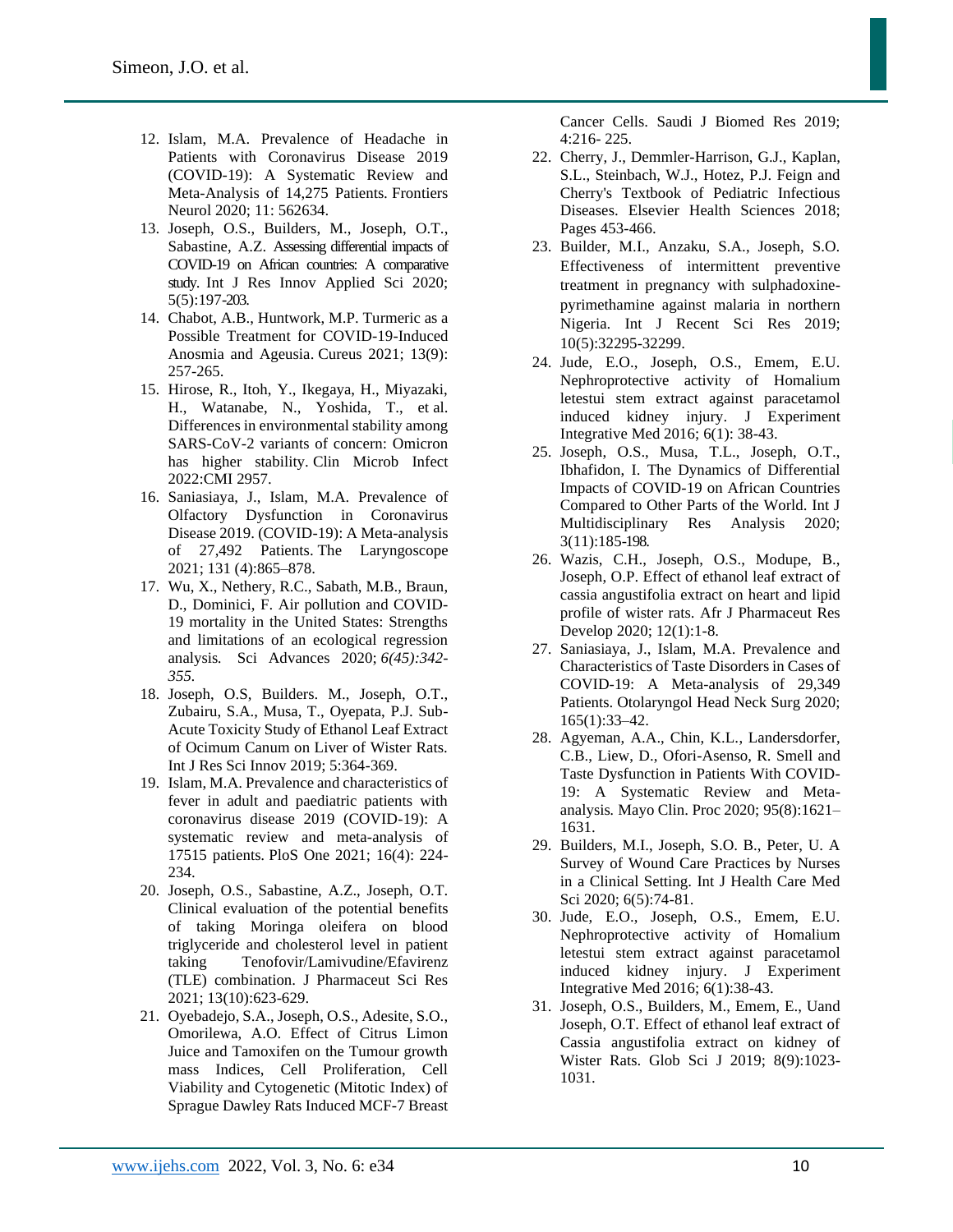12. Islam, M.A. Prevalence of Headache in Patients with Coronavirus Disease 2019 (COVID-19): A Systematic Review and Meta-Analysis of 14,275 Patients. Frontiers Neurol 2020; 11: 562634.
13. Joseph, O.S., Builders, M., Joseph, O.T., Sabastine, A.Z. Assessing differential impacts of COVID-19 on African countries: A comparative study. Int J Res Innov Applied Sci 2020; 5(5):197-203.
14. Chabot, A.B., Huntwork, M.P. Turmeric as a Possible Treatment for COVID-19-Induced Anosmia and Ageusia. Cureus 2021; 13(9): 257-265.
15. Hirose, R., Itoh, Y., Ikegaya, H., Miyazaki, H., Watanabe, N., Yoshida, T., et al. Differences in environmental stability among SARS-CoV-2 variants of concern: Omicron has higher stability. Clin Microb Infect 2022:CMI 2957.
16. Saniasiaya, J., Islam, M.A. Prevalence of Olfactory Dysfunction in Coronavirus Disease 2019. (COVID-19): A Meta-analysis of 27,492 Patients. The Laryngoscope 2021; 131 (4):865–878.
17. Wu, X., Nethery, R.C., Sabath, M.B., Braun, D., Dominici, F. Air pollution and COVID-19 mortality in the United States: Strengths and limitations of an ecological regression analysis. Sci Advances 2020; *6(45):342-355.*
18. Joseph, O.S, Builders. M., Joseph, O.T., Zubairu, S.A., Musa, T., Oyepata, P.J. Sub-Acute Toxicity Study of Ethanol Leaf Extract of Ocimum Canum on Liver of Wister Rats. Int J Res Sci Innov 2019; 5:364-369.
19. Islam, M.A. Prevalence and characteristics of fever in adult and paediatric patients with coronavirus disease 2019 (COVID-19): A systematic review and meta-analysis of 17515 patients. PloS One 2021; 16(4): 224-234.
20. Joseph, O.S., Sabastine, A.Z., Joseph, O.T. Clinical evaluation of the potential benefits of taking Moringa oleifera on blood triglyceride and cholesterol level in patient taking Tenofovir/Lamivudine/Efavirenz (TLE) combination. J Pharmaceut Sci Res 2021; 13(10):623-629.
21. Oyebadejo, S.A., Joseph, O.S., Adesite, S.O., Omorilewa, A.O. Effect of Citrus Limon Juice and Tamoxifen on the Tumour growth mass Indices, Cell Proliferation, Cell Viability and Cytogenetic (Mitotic Index) of Sprague Dawley Rats Induced MCF-7 Breast Cancer Cells. Saudi J Biomed Res 2019; 4:216- 225.
22. Cherry, J., Demmler-Harrison, G.J., Kaplan, S.L., Steinbach, W.J., Hotez, P.J. Feign and Cherry's Textbook of Pediatric Infectious Diseases. Elsevier Health Sciences 2018; Pages 453-466.
23. Builder, M.I., Anzaku, S.A., Joseph, S.O. Effectiveness of intermittent preventive treatment in pregnancy with sulphadoxine-pyrimethamine against malaria in northern Nigeria. Int J Recent Sci Res 2019; 10(5):32295-32299.
24. Jude, E.O., Joseph, O.S., Emem, E.U. Nephroprotective activity of Homalium letestui stem extract against paracetamol induced kidney injury. J Experiment Integrative Med 2016; 6(1): 38-43.
25. Joseph, O.S., Musa, T.L., Joseph, O.T., Ibhafidon, I. The Dynamics of Differential Impacts of COVID-19 on African Countries Compared to Other Parts of the World. Int J Multidisciplinary Res Analysis 2020; 3(11):185-198.
26. Wazis, C.H., Joseph, O.S., Modupe, B., Joseph, O.P. Effect of ethanol leaf extract of cassia angustifolia extract on heart and lipid profile of wister rats. Afr J Pharmaceut Res Develop 2020; 12(1):1-8.
27. Saniasiaya, J., Islam, M.A. Prevalence and Characteristics of Taste Disorders in Cases of COVID-19: A Meta-analysis of 29,349 Patients. Otolaryngol Head Neck Surg 2020; 165(1):33–42.
28. Agyeman, A.A., Chin, K.L., Landersdorfer, C.B., Liew, D., Ofori-Asenso, R. Smell and Taste Dysfunction in Patients With COVID-19: A Systematic Review and Meta-analysis. Mayo Clin. Proc 2020; 95(8):1621–1631.
29. Builders, M.I., Joseph, S.O. B., Peter, U. A Survey of Wound Care Practices by Nurses in a Clinical Setting. Int J Health Care Med Sci 2020; 6(5):74-81.
30. Jude, E.O., Joseph, O.S., Emem, E.U. Nephroprotective activity of Homalium letestui stem extract against paracetamol induced kidney injury. J Experiment Integrative Med 2016; 6(1):38-43.
31. Joseph, O.S., Builders, M., Emem, E., Uand Joseph, O.T. Effect of ethanol leaf extract of Cassia angustifolia extract on kidney of Wister Rats. Glob Sci J 2019; 8(9):1023-1031.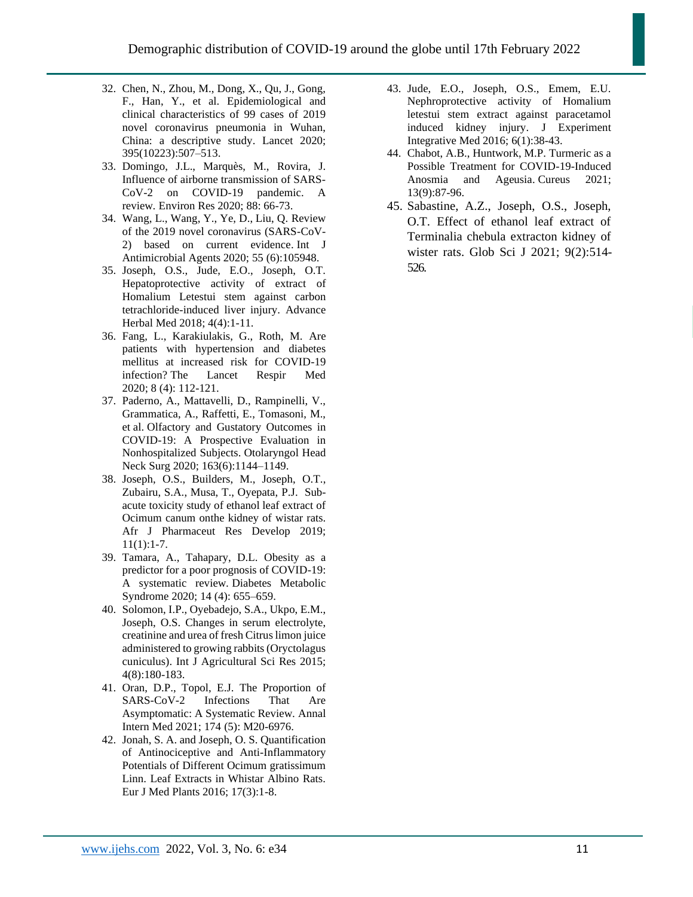32. Chen, N., Zhou, M., Dong, X., Qu, J., Gong, F., Han, Y., et al. Epidemiological and clinical characteristics of 99 cases of 2019 novel coronavirus pneumonia in Wuhan, China: a descriptive study. Lancet 2020; 395(10223):507–513.
33. Domingo, J.L., Marquès, M., Rovira, J. Influence of airborne transmission of SARS-CoV-2 on COVID-19 pandemic. A review. Environ Res 2020; 88: 66-73.
34. Wang, L., Wang, Y., Ye, D., Liu, Q. Review of the 2019 novel coronavirus (SARS-CoV-2) based on current evidence. Int J Antimicrobial Agents 2020; 55 (6):105948.
35. Joseph, O.S., Jude, E.O., Joseph, O.T. Hepatoprotective activity of extract of Homalium Letestui stem against carbon tetrachloride-induced liver injury. Advance Herbal Med 2018; 4(4):1-11.
36. Fang, L., Karakiulakis, G., Roth, M. Are patients with hypertension and diabetes mellitus at increased risk for COVID-19 infection? The Lancet Respir Med 2020; 8 (4): 112-121.
37. Paderno, A., Mattavelli, D., Rampinelli, V., Grammatica, A., Raffetti, E., Tomasoni, M., et al. Olfactory and Gustatory Outcomes in COVID-19: A Prospective Evaluation in Nonhospitalized Subjects. Otolaryngol Head Neck Surg 2020; 163(6):1144–1149.
38. Joseph, O.S., Builders, M., Joseph, O.T., Zubairu, S.A., Musa, T., Oyepata, P.J. Sub-acute toxicity study of ethanol leaf extract of Ocimum canum onthe kidney of wistar rats. Afr J Pharmaceut Res Develop 2019; 11(1):1-7.
39. Tamara, A., Tahapary, D.L. Obesity as a predictor for a poor prognosis of COVID-19: A systematic review. Diabetes Metabolic Syndrome 2020; 14 (4): 655–659.
40. Solomon, I.P., Oyebadejo, S.A., Ukpo, E.M., Joseph, O.S. Changes in serum electrolyte, creatinine and urea of fresh Citrus limon juice administered to growing rabbits (Oryctolagus cuniculus). Int J Agricultural Sci Res 2015; 4(8):180-183.
41. Oran, D.P., Topol, E.J. The Proportion of SARS-CoV-2 Infections That Are Asymptomatic: A Systematic Review. Annal Intern Med 2021; 174 (5): M20-6976.
42. Jonah, S. A. and Joseph, O. S. Quantification of Antinociceptive and Anti-Inflammatory Potentials of Different Ocimum gratissimum Linn. Leaf Extracts in Whistar Albino Rats. Eur J Med Plants 2016; 17(3):1-8.
43. Jude, E.O., Joseph, O.S., Emem, E.U. Nephroprotective activity of Homalium letestui stem extract against paracetamol induced kidney injury. J Experiment Integrative Med 2016; 6(1):38-43.
44. Chabot, A.B., Huntwork, M.P. Turmeric as a Possible Treatment for COVID-19-Induced Anosmia and Ageusia. Cureus 2021; 13(9):87-96.
45. Sabastine, A.Z., Joseph, O.S., Joseph, O.T. Effect of ethanol leaf extract of Terminalia chebula extracton kidney of wister rats. Glob Sci J 2021; 9(2):514-526.